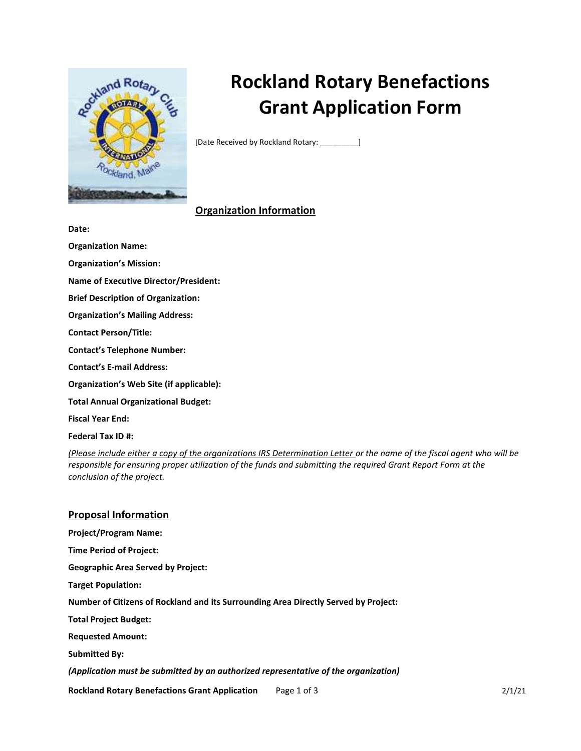# Rockland Rotary Benefactions Grant Application Form

[Date Received by Rockland Rotary: _________]

## Organization Information

**Date:**

**Organization Name:**

**Organization's Mission:**

**Name of Executive Director/President:**

**Brief Description of Organization:**

**Organization's Mailing Address:**

**Contact Person/Title:**

**Contact's Telephone Number:**

**Contact's E-mail Address:**

**Organization's Web Site (if applicable):**

**Total Annual Organizational Budget:**

**Fiscal Year End:**

**Federal Tax ID #:**

*(Please include either a copy of the organizations IRS Determination Letter or the name of the fiscal agent who will be responsible for ensuring proper utilization of the funds and submitting the required Grant Report Form at the conclusion of the project.*

## Proposal Information

**Project/Program Name:**

**Time Period of Project:**

**Geographic Area Served by Project:**

**Target Population:**

**Number of Citizens of Rockland and its Surrounding Area Directly Served by Project:**

**Total Project Budget:**

**Requested Amount:**

**Submitted By:**

***(Application must be submitted by an authorized representative of the organization)***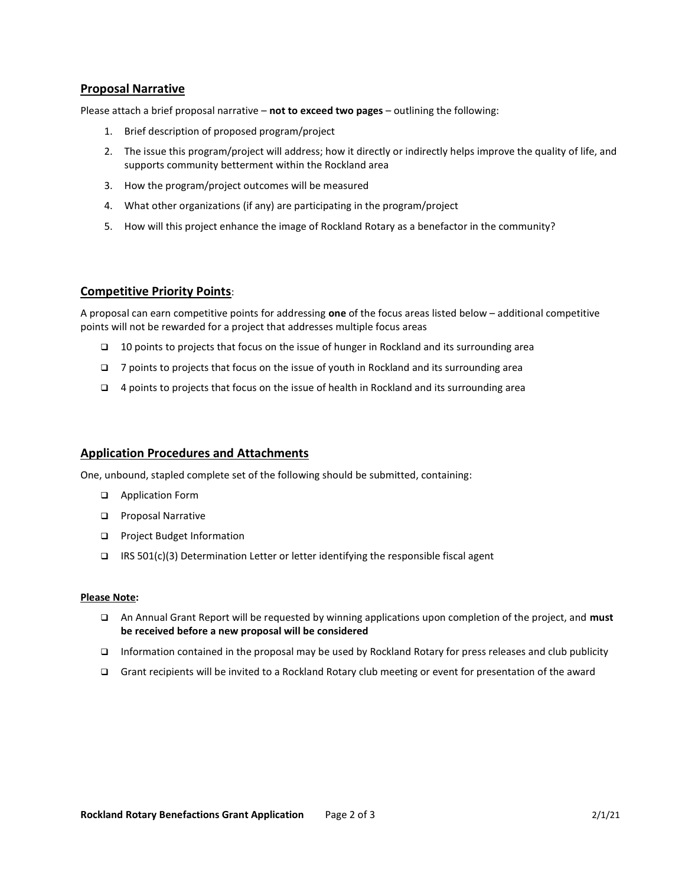## Proposal Narrative

Please attach a brief proposal narrative – **not to exceed two pages** – outlining the following:

1. Brief description of proposed program/project
2. The issue this program/project will address; how it directly or indirectly helps improve the quality of life, and supports community betterment within the Rockland area
3. How the program/project outcomes will be measured
4. What other organizations (if any) are participating in the program/project
5. How will this project enhance the image of Rockland Rotary as a benefactor in the community?

## Competitive Priority Points:

A proposal can earn competitive points for addressing **one** of the focus areas listed below – additional competitive points will not be rewarded for a project that addresses multiple focus areas

- ❑ 10 points to projects that focus on the issue of hunger in Rockland and its surrounding area
- ❑ 7 points to projects that focus on the issue of youth in Rockland and its surrounding area
- ❑ 4 points to projects that focus on the issue of health in Rockland and its surrounding area

## Application Procedures and Attachments

One, unbound, stapled complete set of the following should be submitted, containing:

- ❑ Application Form
- ❑ Proposal Narrative
- ❑ Project Budget Information
- ❑ IRS 501(c)(3) Determination Letter or letter identifying the responsible fiscal agent

**Please Note:**

- ❑ An Annual Grant Report will be requested by winning applications upon completion of the project, and **must be received before a new proposal will be considered**
- ❑ Information contained in the proposal may be used by Rockland Rotary for press releases and club publicity
- ❑ Grant recipients will be invited to a Rockland Rotary club meeting or event for presentation of the award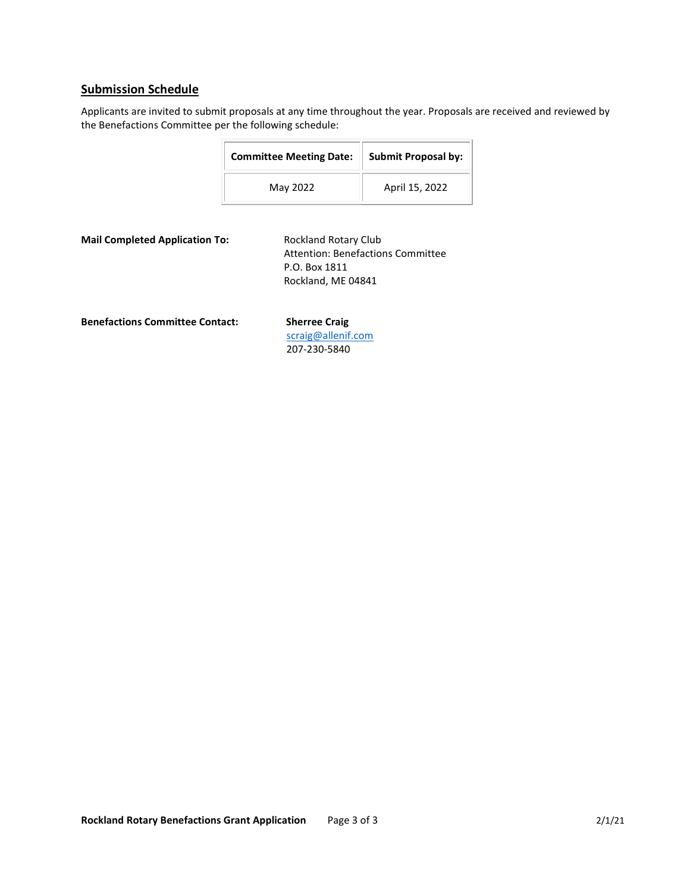## Submission Schedule

Applicants are invited to submit proposals at any time throughout the year. Proposals are received and reviewed by the Benefactions Committee per the following schedule:

| Committee Meeting Date: | Submit Proposal by: |
|---|---|
| May 2022 | April 15, 2022 |

**Mail Completed Application To:**

Rockland Rotary Club
Attention: Benefactions Committee
P.O. Box 1811
Rockland, ME 04841

**Benefactions Committee Contact:**

**Sherree Craig**
scraig@allenif.com
207-230-5840